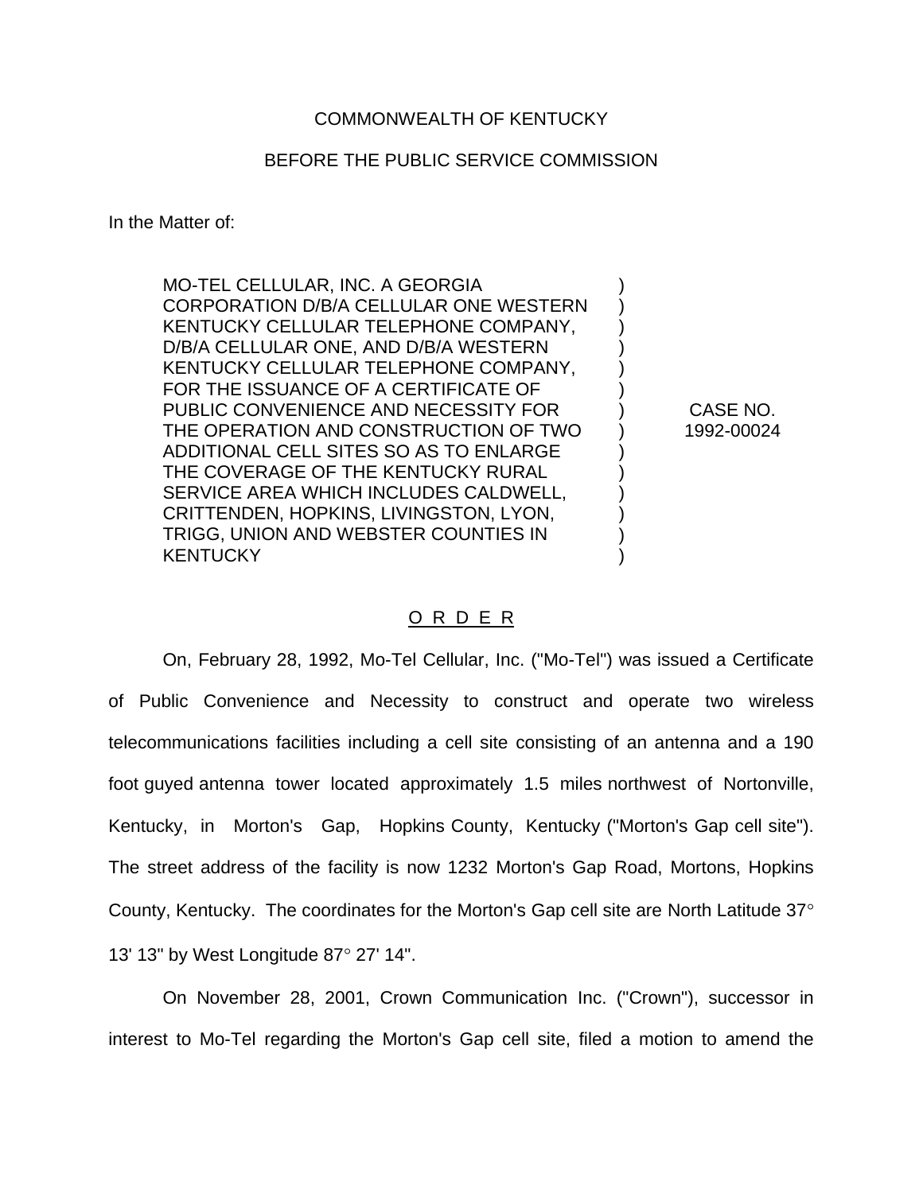COMMONWEALTH OF KENTUCKY

BEFORE THE PUBLIC SERVICE COMMISSION

In the Matter of:

MO-TEL CELLULAR, INC. A GEORGIA CORPORATION D/B/A CELLULAR ONE WESTERN KENTUCKY CELLULAR TELEPHONE COMPANY, D/B/A CELLULAR ONE, AND D/B/A WESTERN KENTUCKY CELLULAR TELEPHONE COMPANY, FOR THE ISSUANCE OF A CERTIFICATE OF PUBLIC CONVENIENCE AND NECESSITY FOR THE OPERATION AND CONSTRUCTION OF TWO ADDITIONAL CELL SITES SO AS TO ENLARGE THE COVERAGE OF THE KENTUCKY RURAL SERVICE AREA WHICH INCLUDES CALDWELL, CRITTENDEN, HOPKINS, LIVINGSTON, LYON, TRIGG, UNION AND WEBSTER COUNTIES IN KENTUCKY

CASE NO. 1992-00024

## O R D E R

On, February 28, 1992, Mo-Tel Cellular, Inc. ("Mo-Tel") was issued a Certificate of Public Convenience and Necessity to construct and operate two wireless telecommunications facilities including a cell site consisting of an antenna and a 190 foot guyed antenna tower located approximately 1.5 miles northwest of Nortonville, Kentucky, in Morton's Gap, Hopkins County, Kentucky ("Morton's Gap cell site"). The street address of the facility is now 1232 Morton's Gap Road, Mortons, Hopkins County, Kentucky. The coordinates for the Morton's Gap cell site are North Latitude 37° 13' 13" by West Longitude 87° 27' 14".

On November 28, 2001, Crown Communication Inc. ("Crown"), successor in interest to Mo-Tel regarding the Morton's Gap cell site, filed a motion to amend the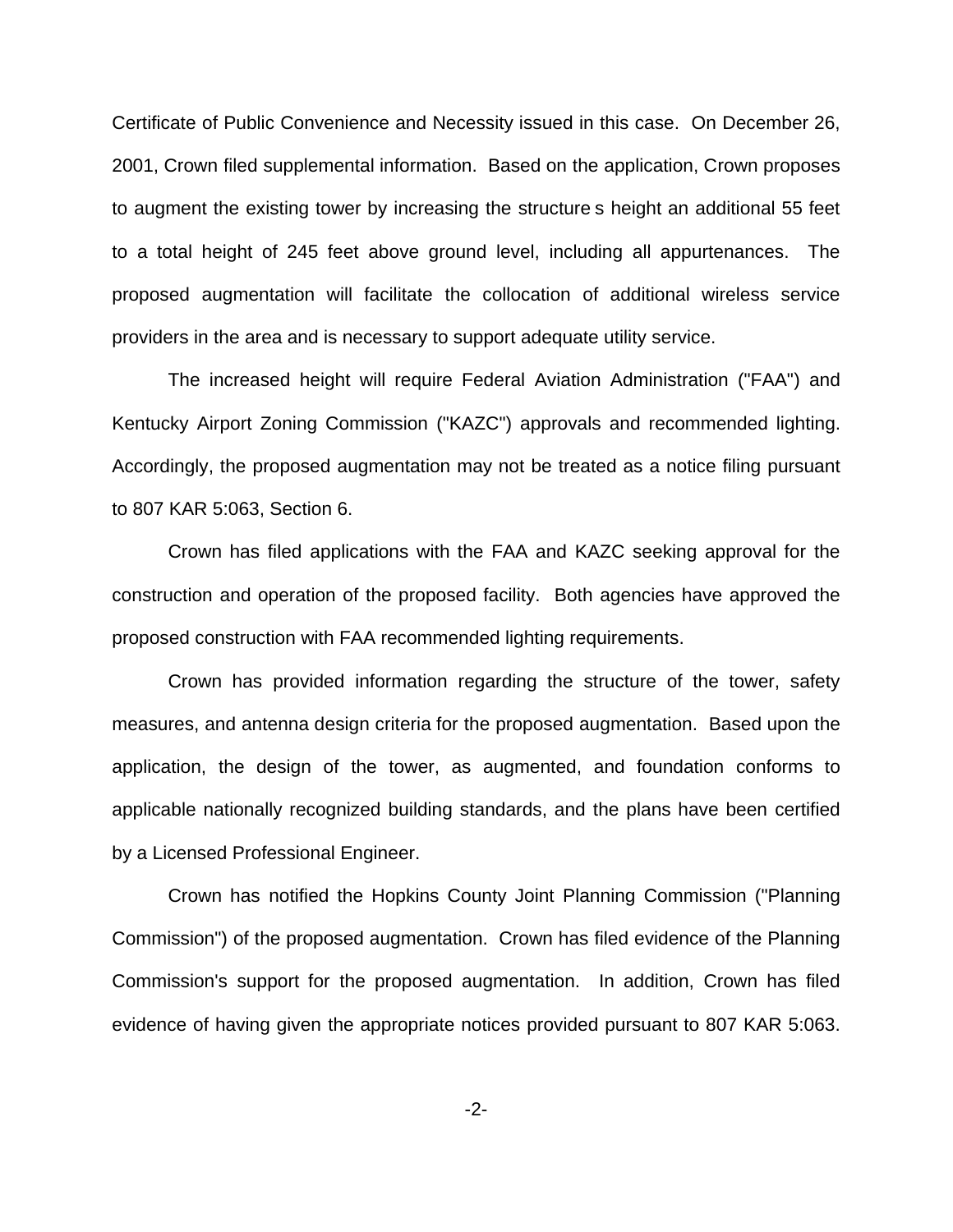Certificate of Public Convenience and Necessity issued in this case. On December 26, 2001, Crown filed supplemental information. Based on the application, Crown proposes to augment the existing tower by increasing the structure s height an additional 55 feet to a total height of 245 feet above ground level, including all appurtenances. The proposed augmentation will facilitate the collocation of additional wireless service providers in the area and is necessary to support adequate utility service.

The increased height will require Federal Aviation Administration ("FAA") and Kentucky Airport Zoning Commission ("KAZC") approvals and recommended lighting. Accordingly, the proposed augmentation may not be treated as a notice filing pursuant to 807 KAR 5:063, Section 6.

Crown has filed applications with the FAA and KAZC seeking approval for the construction and operation of the proposed facility. Both agencies have approved the proposed construction with FAA recommended lighting requirements.

Crown has provided information regarding the structure of the tower, safety measures, and antenna design criteria for the proposed augmentation. Based upon the application, the design of the tower, as augmented, and foundation conforms to applicable nationally recognized building standards, and the plans have been certified by a Licensed Professional Engineer.

Crown has notified the Hopkins County Joint Planning Commission ("Planning Commission") of the proposed augmentation. Crown has filed evidence of the Planning Commission's support for the proposed augmentation. In addition, Crown has filed evidence of having given the appropriate notices provided pursuant to 807 KAR 5:063.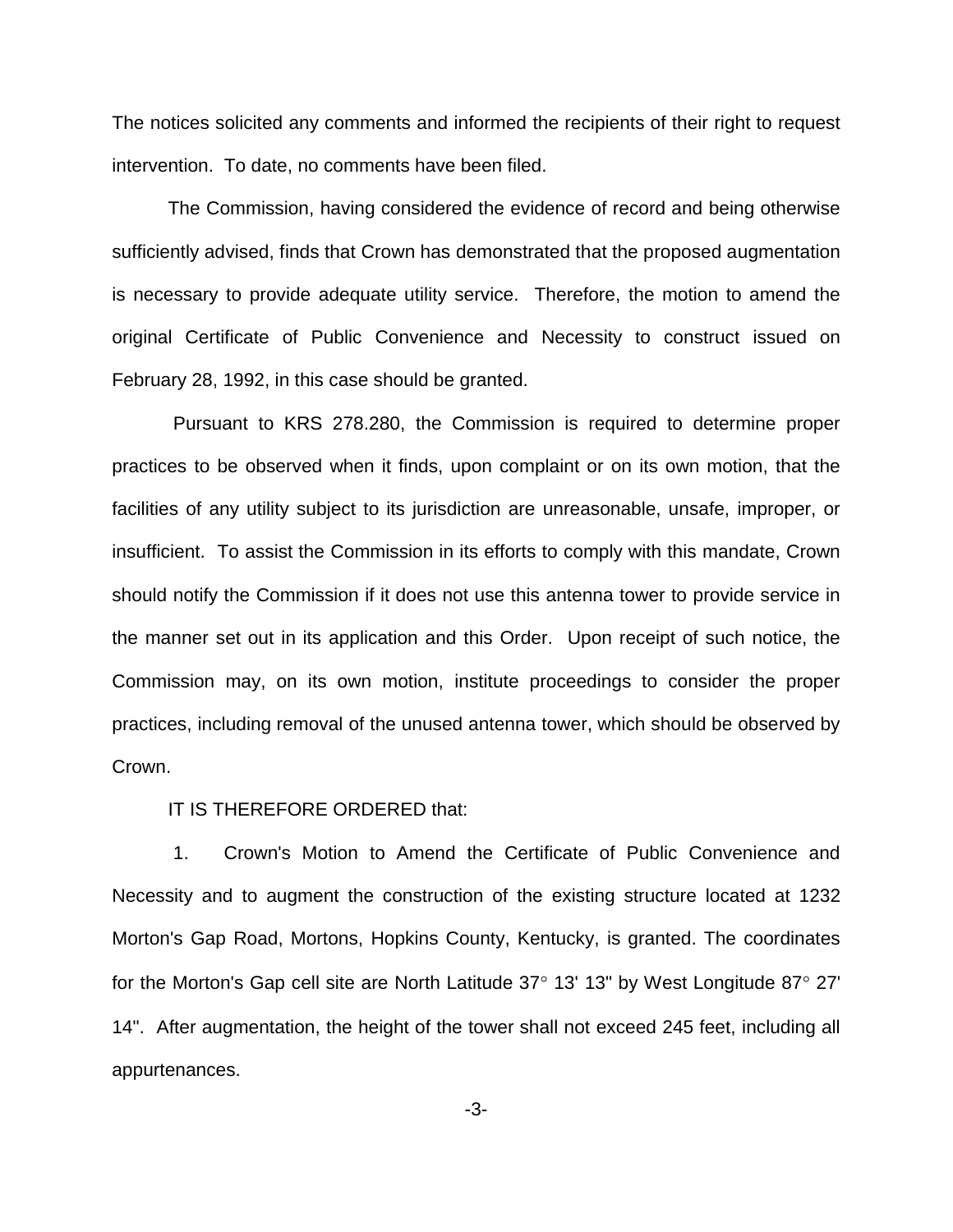The notices solicited any comments and informed the recipients of their right to request intervention. To date, no comments have been filed.

The Commission, having considered the evidence of record and being otherwise sufficiently advised, finds that Crown has demonstrated that the proposed augmentation is necessary to provide adequate utility service. Therefore, the motion to amend the original Certificate of Public Convenience and Necessity to construct issued on February 28, 1992, in this case should be granted.

Pursuant to KRS 278.280, the Commission is required to determine proper practices to be observed when it finds, upon complaint or on its own motion, that the facilities of any utility subject to its jurisdiction are unreasonable, unsafe, improper, or insufficient. To assist the Commission in its efforts to comply with this mandate, Crown should notify the Commission if it does not use this antenna tower to provide service in the manner set out in its application and this Order. Upon receipt of such notice, the Commission may, on its own motion, institute proceedings to consider the proper practices, including removal of the unused antenna tower, which should be observed by Crown.

IT IS THEREFORE ORDERED that:

1. Crown's Motion to Amend the Certificate of Public Convenience and Necessity and to augment the construction of the existing structure located at 1232 Morton's Gap Road, Mortons, Hopkins County, Kentucky, is granted. The coordinates for the Morton's Gap cell site are North Latitude 37° 13' 13" by West Longitude 87° 27' 14". After augmentation, the height of the tower shall not exceed 245 feet, including all appurtenances.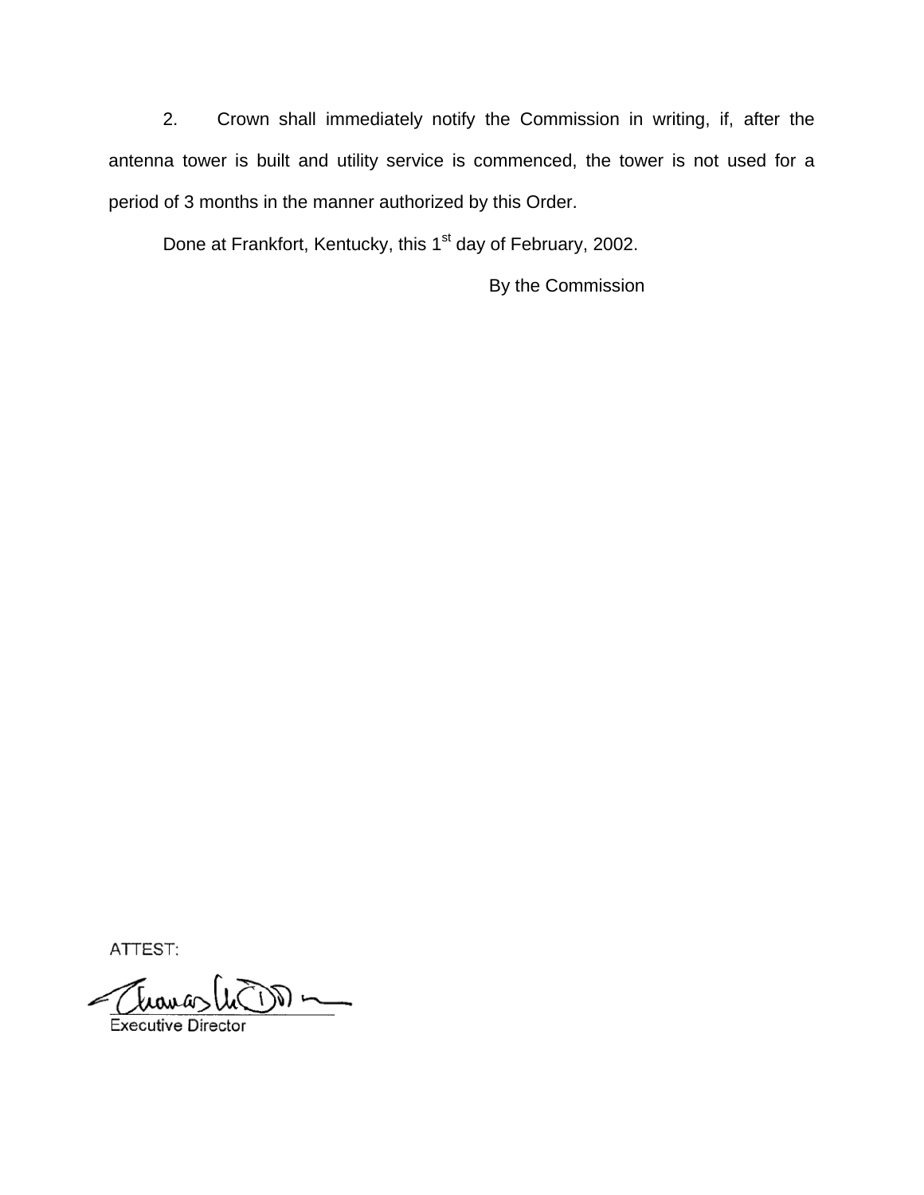2. Crown shall immediately notify the Commission in writing, if, after the antenna tower is built and utility service is commenced, the tower is not used for a period of 3 months in the manner authorized by this Order.

Done at Frankfort, Kentucky, this 1st day of February, 2002.

By the Commission

ATTEST:

Executive Director